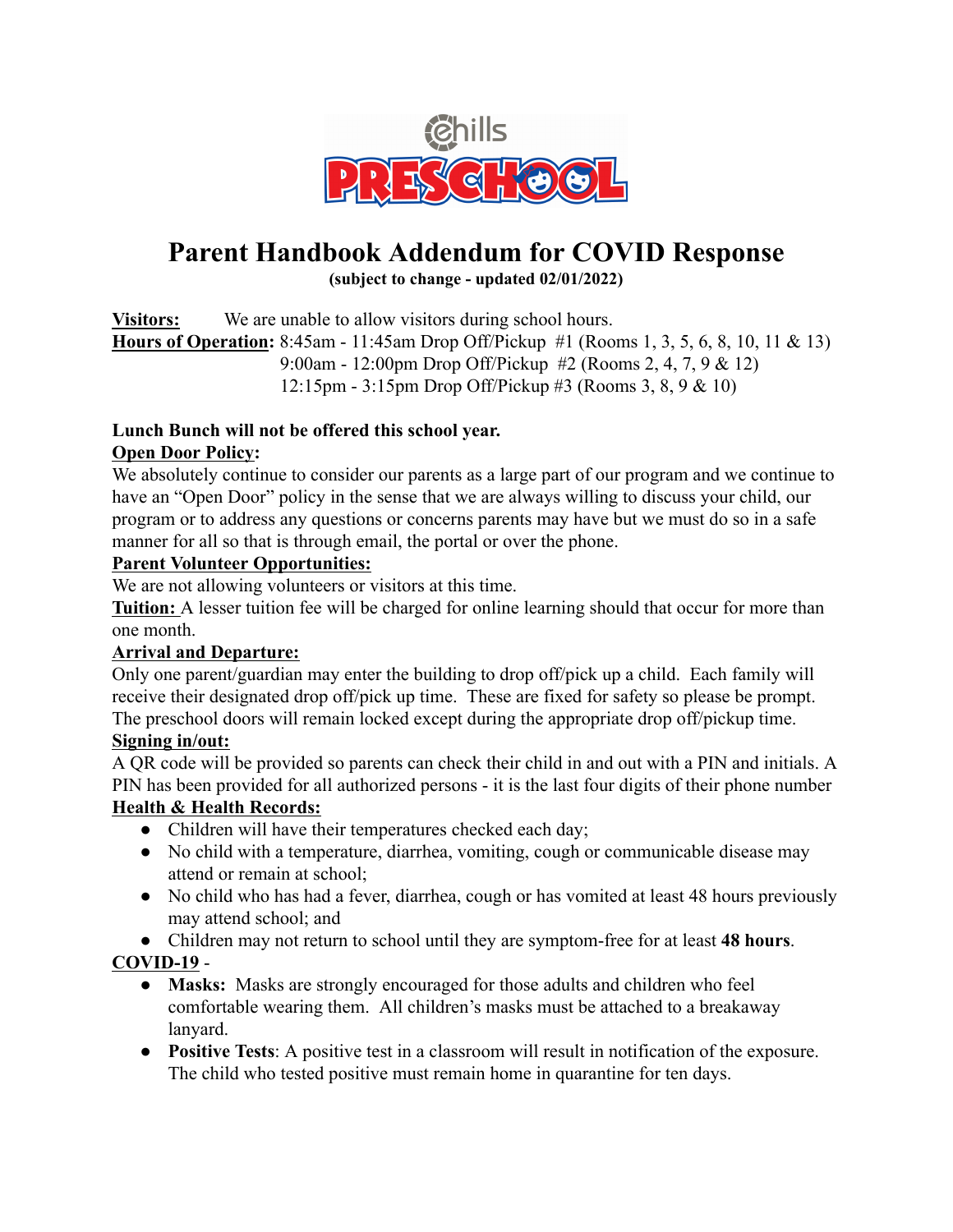chills PRESCHOOL

# Parent Handbook Addendum for COVID Response

**(subject to change - updated 02/01/2022)**

**Visitors:** We are unable to allow visitors during school hours.

**Hours of Operation:** 8:45am - 11:45am Drop Off/Pickup #1 (Rooms 1, 3, 5, 6, 8, 10, 11 & 13)
9:00am - 12:00pm Drop Off/Pickup #2 (Rooms 2, 4, 7, 9 & 12)
12:15pm - 3:15pm Drop Off/Pickup #3 (Rooms 3, 8, 9 & 10)

**Lunch Bunch will not be offered this school year.**

**Open Door Policy:**

We absolutely continue to consider our parents as a large part of our program and we continue to have an "Open Door" policy in the sense that we are always willing to discuss your child, our program or to address any questions or concerns parents may have but we must do so in a safe manner for all so that is through email, the portal or over the phone.

**Parent Volunteer Opportunities:**

We are not allowing volunteers or visitors at this time.

**Tuition:** A lesser tuition fee will be charged for online learning should that occur for more than one month.

**Arrival and Departure:**

Only one parent/guardian may enter the building to drop off/pick up a child. Each family will receive their designated drop off/pick up time. These are fixed for safety so please be prompt. The preschool doors will remain locked except during the appropriate drop off/pickup time.

**Signing in/out:**

A QR code will be provided so parents can check their child in and out with a PIN and initials. A PIN has been provided for all authorized persons - it is the last four digits of their phone number

**Health & Health Records:**

- Children will have their temperatures checked each day;
- No child with a temperature, diarrhea, vomiting, cough or communicable disease may attend or remain at school;
- No child who has had a fever, diarrhea, cough or has vomited at least 48 hours previously may attend school; and
- Children may not return to school until they are symptom-free for at least **48 hours**.

**COVID-19** -

- **Masks:** Masks are strongly encouraged for those adults and children who feel comfortable wearing them. All children's masks must be attached to a breakaway lanyard.
- **Positive Tests**: A positive test in a classroom will result in notification of the exposure. The child who tested positive must remain home in quarantine for ten days.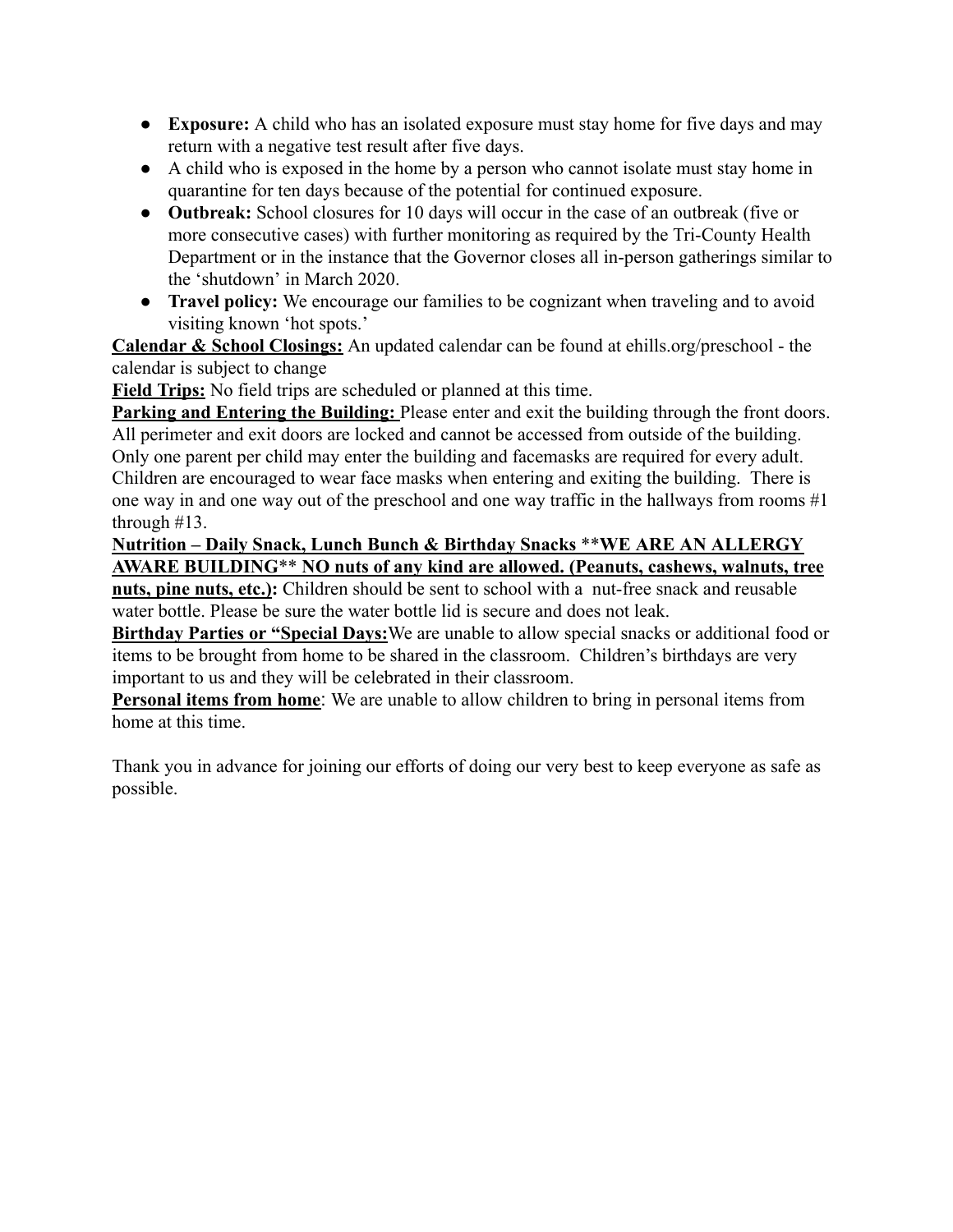- **Exposure:** A child who has an isolated exposure must stay home for five days and may return with a negative test result after five days.
- A child who is exposed in the home by a person who cannot isolate must stay home in quarantine for ten days because of the potential for continued exposure.
- **Outbreak:** School closures for 10 days will occur in the case of an outbreak (five or more consecutive cases) with further monitoring as required by the Tri-County Health Department or in the instance that the Governor closes all in-person gatherings similar to the 'shutdown' in March 2020.
- **Travel policy:** We encourage our families to be cognizant when traveling and to avoid visiting known 'hot spots.'

**Calendar & School Closings:** An updated calendar can be found at ehills.org/preschool - the calendar is subject to change

**Field Trips:** No field trips are scheduled or planned at this time.

**Parking and Entering the Building:** Please enter and exit the building through the front doors. All perimeter and exit doors are locked and cannot be accessed from outside of the building. Only one parent per child may enter the building and facemasks are required for every adult. Children are encouraged to wear face masks when entering and exiting the building. There is one way in and one way out of the preschool and one way traffic in the hallways from rooms #1 through #13.

**Nutrition – Daily Snack, Lunch Bunch & Birthday Snacks** **WE ARE AN ALLERGY AWARE BUILDING** **NO nuts of any kind are allowed. (Peanuts, cashews, walnuts, tree nuts, pine nuts, etc.):** Children should be sent to school with a nut-free snack and reusable water bottle. Please be sure the water bottle lid is secure and does not leak.

**Birthday Parties or "Special Days:** We are unable to allow special snacks or additional food or items to be brought from home to be shared in the classroom. Children's birthdays are very important to us and they will be celebrated in their classroom.

**Personal items from home**: We are unable to allow children to bring in personal items from home at this time.

Thank you in advance for joining our efforts of doing our very best to keep everyone as safe as possible.